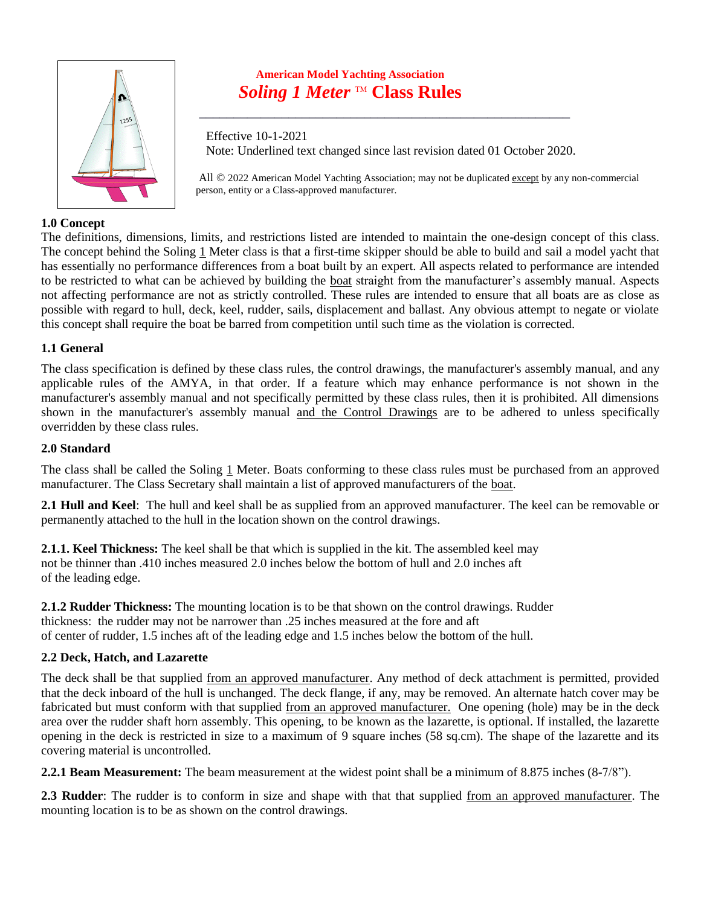**American Model Yachting Association**

# *Soling 1 Meter* ™ Class Rules

Effective 10-1-2021
Note: Underlined text changed since last revision dated 01 October 2020.

All © 2022 American Model Yachting Association; may not be duplicated <u>except</u> by any non-commercial person, entity or a Class-approved manufacturer.

## 1.0 Concept

The definitions, dimensions, limits, and restrictions listed are intended to maintain the one-design concept of this class. The concept behind the Soling <u>1</u> Meter class is that a first-time skipper should be able to build and sail a model yacht that has essentially no performance differences from a boat built by an expert. All aspects related to performance are intended to be restricted to what can be achieved by building the <u>boat</u> straight from the manufacturer's assembly manual. Aspects not affecting performance are not as strictly controlled. These rules are intended to ensure that all boats are as close as possible with regard to hull, deck, keel, rudder, sails, displacement and ballast. Any obvious attempt to negate or violate this concept shall require the boat be barred from competition until such time as the violation is corrected.

## 1.1 General

The class specification is defined by these class rules, the control drawings, the manufacturer's assembly manual, and any applicable rules of the AMYA, in that order. If a feature which may enhance performance is not shown in the manufacturer's assembly manual and not specifically permitted by these class rules, then it is prohibited. All dimensions shown in the manufacturer's assembly manual <u>and the Control Drawings</u> are to be adhered to unless specifically overridden by these class rules.

## 2.0 Standard

The class shall be called the Soling <u>1</u> Meter. Boats conforming to these class rules must be purchased from an approved manufacturer. The Class Secretary shall maintain a list of approved manufacturers of the <u>boat</u>.

**2.1 Hull and Keel**: The hull and keel shall be as supplied from an approved manufacturer. The keel can be removable or permanently attached to the hull in the location shown on the control drawings.

**2.1.1. Keel Thickness:** The keel shall be that which is supplied in the kit. The assembled keel may not be thinner than .410 inches measured 2.0 inches below the bottom of hull and 2.0 inches aft of the leading edge.

**2.1.2 Rudder Thickness:** The mounting location is to be that shown on the control drawings. Rudder thickness: the rudder may not be narrower than .25 inches measured at the fore and aft of center of rudder, 1.5 inches aft of the leading edge and 1.5 inches below the bottom of the hull.

## 2.2 Deck, Hatch, and Lazarette

The deck shall be that supplied <u>from an approved manufacturer</u>. Any method of deck attachment is permitted, provided that the deck inboard of the hull is unchanged. The deck flange, if any, may be removed. An alternate hatch cover may be fabricated but must conform with that supplied <u>from an approved manufacturer.</u> One opening (hole) may be in the deck area over the rudder shaft horn assembly. This opening, to be known as the lazarette, is optional. If installed, the lazarette opening in the deck is restricted in size to a maximum of 9 square inches (58 sq.cm). The shape of the lazarette and its covering material is uncontrolled.

**2.2.1 Beam Measurement:** The beam measurement at the widest point shall be a minimum of 8.875 inches (8-7/8").

**2.3 Rudder**: The rudder is to conform in size and shape with that that supplied <u>from an approved manufacturer</u>. The mounting location is to be as shown on the control drawings.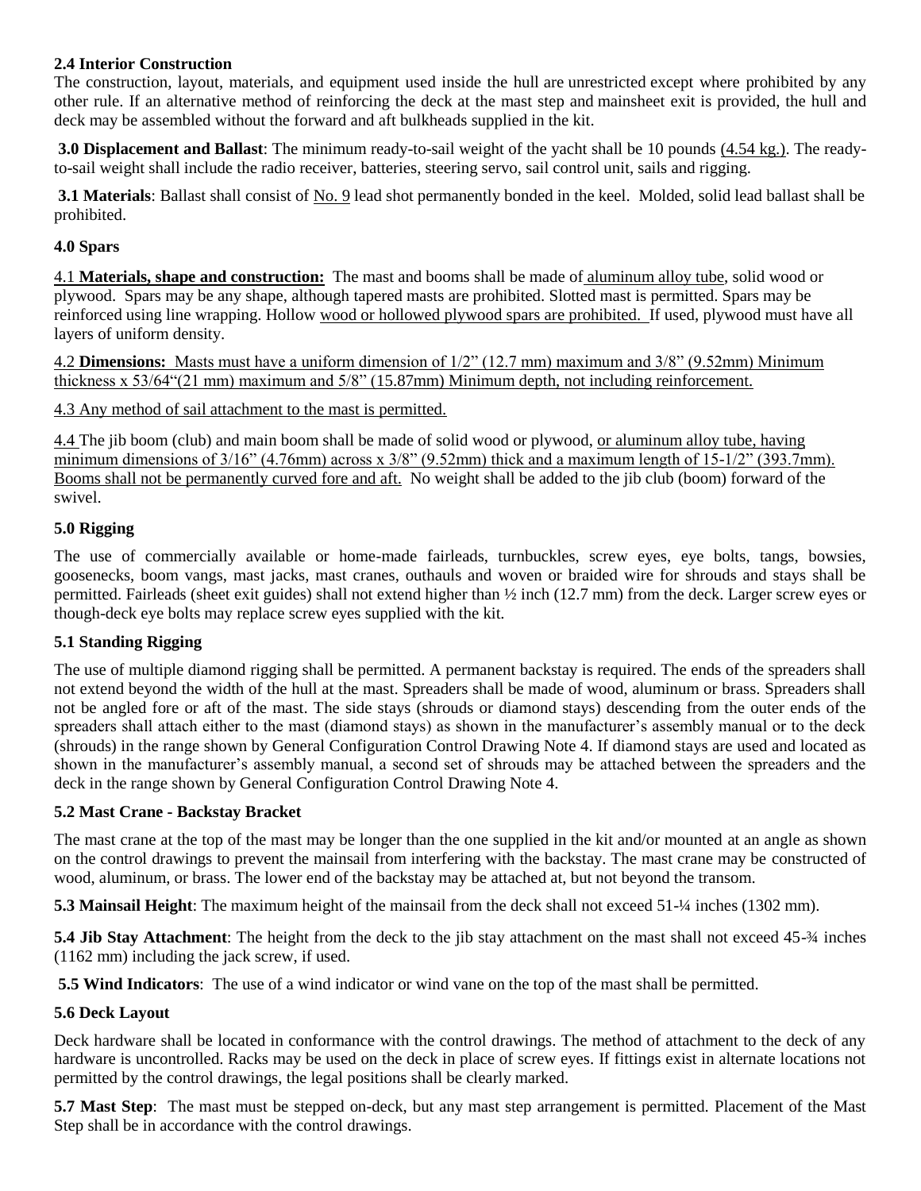### 2.4 Interior Construction

The construction, layout, materials, and equipment used inside the hull are unrestricted except where prohibited by any other rule. If an alternative method of reinforcing the deck at the mast step and mainsheet exit is provided, the hull and deck may be assembled without the forward and aft bulkheads supplied in the kit.

**3.0 Displacement and Ballast**: The minimum ready-to-sail weight of the yacht shall be 10 pounds (4.54 kg.). The ready-to-sail weight shall include the radio receiver, batteries, steering servo, sail control unit, sails and rigging.

**3.1 Materials**: Ballast shall consist of No. 9 lead shot permanently bonded in the keel. Molded, solid lead ballast shall be prohibited.

### 4.0 Spars

4.1 **Materials, shape and construction:** The mast and booms shall be made of aluminum alloy tube, solid wood or plywood. Spars may be any shape, although tapered masts are prohibited. Slotted mast is permitted. Spars may be reinforced using line wrapping. Hollow wood or hollowed plywood spars are prohibited. If used, plywood must have all layers of uniform density.

4.2 **Dimensions:** Masts must have a uniform dimension of 1/2" (12.7 mm) maximum and 3/8" (9.52mm) Minimum thickness x 53/64"(21 mm) maximum and 5/8" (15.87mm) Minimum depth, not including reinforcement.

4.3 Any method of sail attachment to the mast is permitted.

4.4 The jib boom (club) and main boom shall be made of solid wood or plywood, or aluminum alloy tube, having minimum dimensions of 3/16" (4.76mm) across x 3/8" (9.52mm) thick and a maximum length of 15-1/2" (393.7mm). Booms shall not be permanently curved fore and aft. No weight shall be added to the jib club (boom) forward of the swivel.

### 5.0 Rigging

The use of commercially available or home-made fairleads, turnbuckles, screw eyes, eye bolts, tangs, bowsies, goosenecks, boom vangs, mast jacks, mast cranes, outhauls and woven or braided wire for shrouds and stays shall be permitted. Fairleads (sheet exit guides) shall not extend higher than ½ inch (12.7 mm) from the deck. Larger screw eyes or though-deck eye bolts may replace screw eyes supplied with the kit.

### 5.1 Standing Rigging

The use of multiple diamond rigging shall be permitted. A permanent backstay is required. The ends of the spreaders shall not extend beyond the width of the hull at the mast. Spreaders shall be made of wood, aluminum or brass. Spreaders shall not be angled fore or aft of the mast. The side stays (shrouds or diamond stays) descending from the outer ends of the spreaders shall attach either to the mast (diamond stays) as shown in the manufacturer's assembly manual or to the deck (shrouds) in the range shown by General Configuration Control Drawing Note 4. If diamond stays are used and located as shown in the manufacturer's assembly manual, a second set of shrouds may be attached between the spreaders and the deck in the range shown by General Configuration Control Drawing Note 4.

### 5.2 Mast Crane - Backstay Bracket

The mast crane at the top of the mast may be longer than the one supplied in the kit and/or mounted at an angle as shown on the control drawings to prevent the mainsail from interfering with the backstay. The mast crane may be constructed of wood, aluminum, or brass. The lower end of the backstay may be attached at, but not beyond the transom.

**5.3 Mainsail Height**: The maximum height of the mainsail from the deck shall not exceed 51-¼ inches (1302 mm).

**5.4 Jib Stay Attachment**: The height from the deck to the jib stay attachment on the mast shall not exceed 45-¾ inches (1162 mm) including the jack screw, if used.

**5.5 Wind Indicators**: The use of a wind indicator or wind vane on the top of the mast shall be permitted.

### 5.6 Deck Layout

Deck hardware shall be located in conformance with the control drawings. The method of attachment to the deck of any hardware is uncontrolled. Racks may be used on the deck in place of screw eyes. If fittings exist in alternate locations not permitted by the control drawings, the legal positions shall be clearly marked.

**5.7 Mast Step**: The mast must be stepped on-deck, but any mast step arrangement is permitted. Placement of the Mast Step shall be in accordance with the control drawings.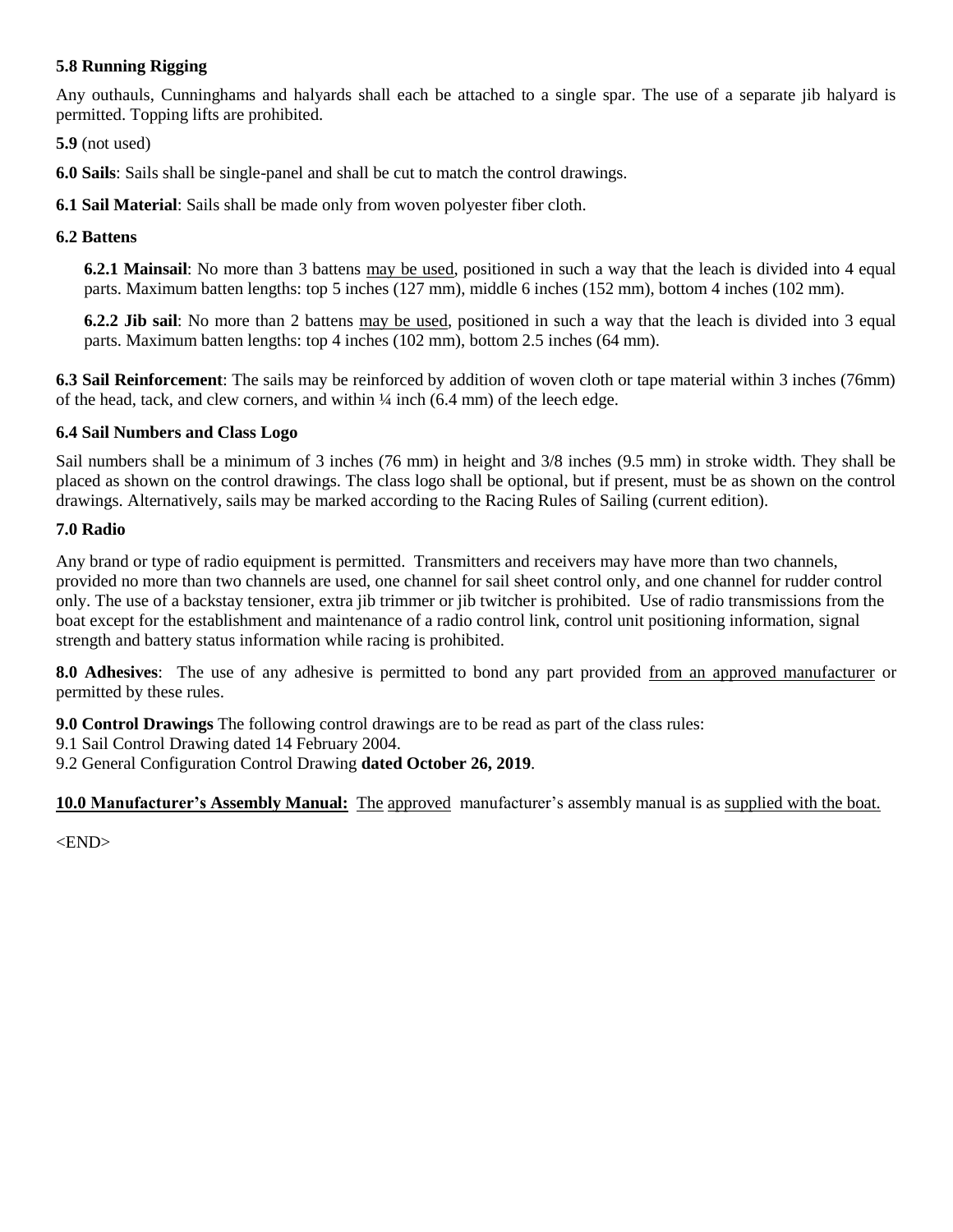**5.8 Running Rigging**

Any outhauls, Cunninghams and halyards shall each be attached to a single spar. The use of a separate jib halyard is permitted. Topping lifts are prohibited.

**5.9** (not used)

**6.0 Sails**: Sails shall be single-panel and shall be cut to match the control drawings.

**6.1 Sail Material**: Sails shall be made only from woven polyester fiber cloth.

**6.2 Battens**

**6.2.1 Mainsail**: No more than 3 battens may be used, positioned in such a way that the leach is divided into 4 equal parts. Maximum batten lengths: top 5 inches (127 mm), middle 6 inches (152 mm), bottom 4 inches (102 mm).

**6.2.2 Jib sail**: No more than 2 battens may be used, positioned in such a way that the leach is divided into 3 equal parts. Maximum batten lengths: top 4 inches (102 mm), bottom 2.5 inches (64 mm).

**6.3 Sail Reinforcement**: The sails may be reinforced by addition of woven cloth or tape material within 3 inches (76mm) of the head, tack, and clew corners, and within ¼ inch (6.4 mm) of the leech edge.

**6.4 Sail Numbers and Class Logo**

Sail numbers shall be a minimum of 3 inches (76 mm) in height and 3/8 inches (9.5 mm) in stroke width. They shall be placed as shown on the control drawings. The class logo shall be optional, but if present, must be as shown on the control drawings. Alternatively, sails may be marked according to the Racing Rules of Sailing (current edition).

**7.0 Radio**

Any brand or type of radio equipment is permitted. Transmitters and receivers may have more than two channels, provided no more than two channels are used, one channel for sail sheet control only, and one channel for rudder control only. The use of a backstay tensioner, extra jib trimmer or jib twitcher is prohibited. Use of radio transmissions from the boat except for the establishment and maintenance of a radio control link, control unit positioning information, signal strength and battery status information while racing is prohibited.

**8.0 Adhesives**: The use of any adhesive is permitted to bond any part provided from an approved manufacturer or permitted by these rules.

**9.0 Control Drawings** The following control drawings are to be read as part of the class rules:
9.1 Sail Control Drawing dated 14 February 2004.
9.2 General Configuration Control Drawing **dated October 26, 2019**.

**10.0 Manufacturer's Assembly Manual:** The approved manufacturer's assembly manual is as supplied with the boat.

<END>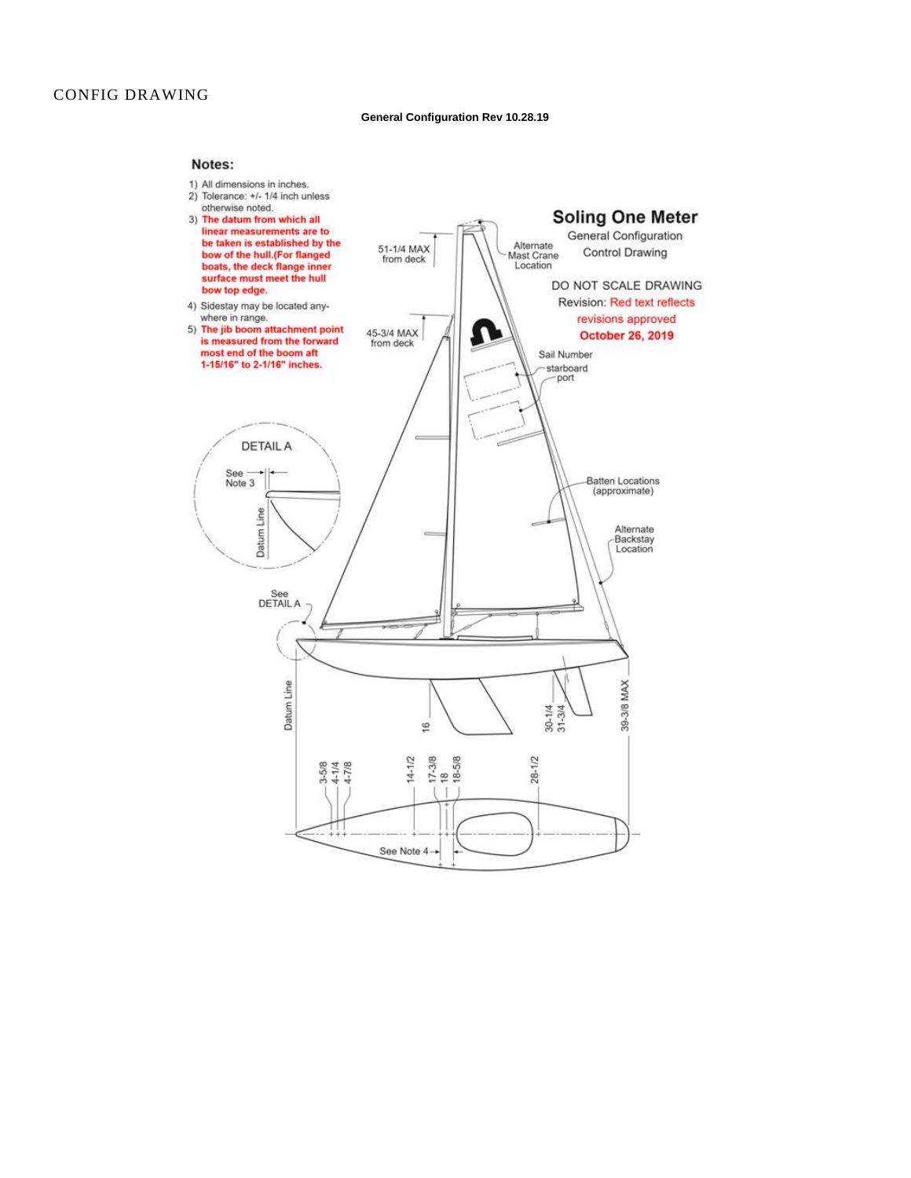CONFIG DRAWING

**General Configuration Rev 10.28.19**

Notes:

1) All dimensions in inches.
2) Tolerance: +/- 1/4 inch unless otherwise noted.
3) **The datum from which all linear measurements are to be taken is established by the bow of the hull.(For flanged boats, the deck flange inner surface must meet the hull bow top edge.**
4) Sidestay may be located anywhere in range.
5) **The jib boom attachment point is measured from the forward most end of the boom aft 1-15/16" to 2-1/16" inches.**

Soling One Meter

General Configuration

Control Drawing

DO NOT SCALE DRAWING

Revision: Red text reflects revisions approved

October 26, 2019

51-1/4 MAX from deck

45-3/4 MAX from deck

Alternate Mast Crane Location

Sail Number

starboard

port

Batten Locations (approximate)

Alternate Backstay Location

DETAIL A

See Note 3

Datum Line

See DETAIL A

Datum Line

16

30-1/4

31-3/4

39-3/8 MAX

3-5/8

4-1/4

4-7/8

14-1/2

17-3/8

18

18-5/8

28-1/2

See Note 4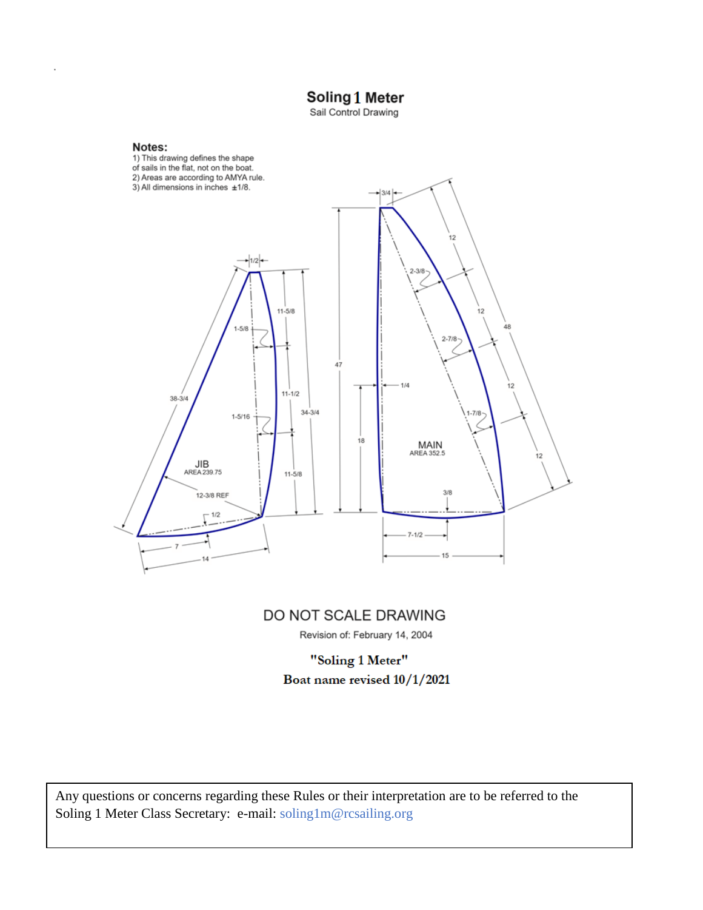# Soling 1 Meter

Sail Control Drawing

**Notes:**

1) This drawing defines the shape of sails in the flat, not on the boat.
2) Areas are according to AMYA rule.
3) All dimensions in inches ±1/8.

JIB
AREA 239.75

1/2
11-5/8
1-5/8
11-1/2
38-3/4
34-3/4
1-5/16
11-5/8
12-3/8 REF
1/2
7
14

MAIN
AREA 352.5

3/4
12
2-3/8
12
48
2-7/8
47
12
1/4
1-7/8
18
12
3/8
7-1/2
15

DO NOT SCALE DRAWING

Revision of: February 14, 2004

**"Soling 1 Meter"**

**Boat name revised 10/1/2021**

Any questions or concerns regarding these Rules or their interpretation are to be referred to the Soling 1 Meter Class Secretary: e-mail: soling1m@rcsailing.org